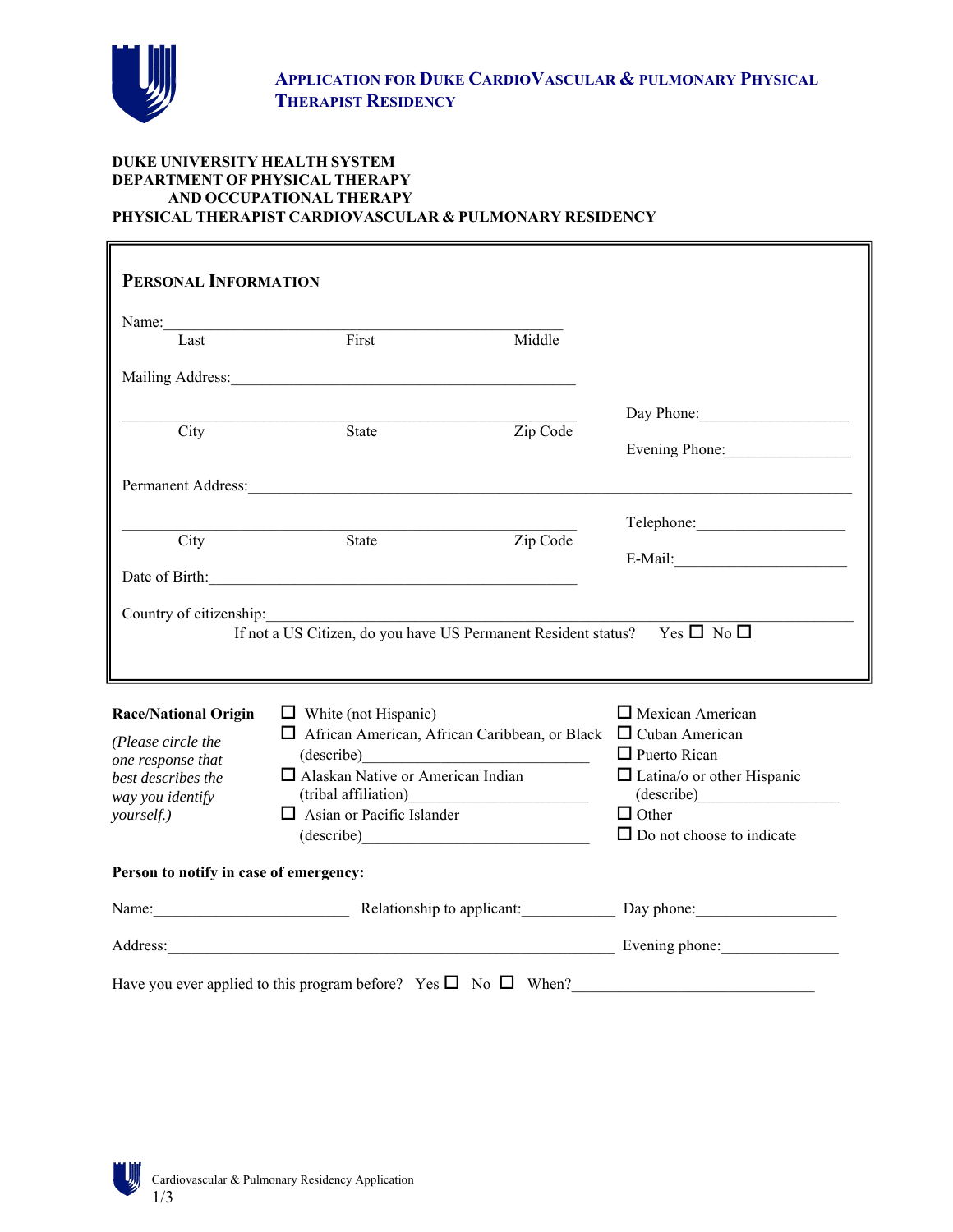# Application for Duke CardioVascular & Pulmonary Physical Therapist Residency

**DUKE UNIVERSITY HEALTH SYSTEM**
**DEPARTMENT OF PHYSICAL THERAPY AND OCCUPATIONAL THERAPY**
**PHYSICAL THERAPIST CARDIOVASCULAR & PULMONARY RESIDENCY**

## Personal Information

Name: ________________________________________________
Last First Middle

Mailing Address: ________________________________________________

________________________________________________
City State Zip Code

Day Phone: ____________________

Evening Phone: ____________________

Permanent Address: ________________________________________________

________________________________________________
City State Zip Code

Telephone: ____________________

E-Mail: ____________________

Date of Birth: ________________________________________________

Country of citizenship: ________________________________________________

If not a US Citizen, do you have US Permanent Resident status? Yes ☐ No ☐

**Race/National Origin**

*(Please circle the one response that best describes the way you identify yourself.)*

- ☐ White (not Hispanic)
- ☐ African American, African Caribbean, or Black (describe)____________________
- ☐ Alaskan Native or American Indian (tribal affiliation)____________________
- ☐ Asian or Pacific Islander (describe)____________________
- ☐ Mexican American
- ☐ Cuban American
- ☐ Puerto Rican
- ☐ Latina/o or other Hispanic (describe)____________________
- ☐ Other
- ☐ Do not choose to indicate

**Person to notify in case of emergency:**

Name: ____________________ Relationship to applicant: ____________ Day phone: ____________________

Address: ________________________________________________ Evening phone: ____________________

Have you ever applied to this program before? Yes ☐ No ☐ When? ______________________________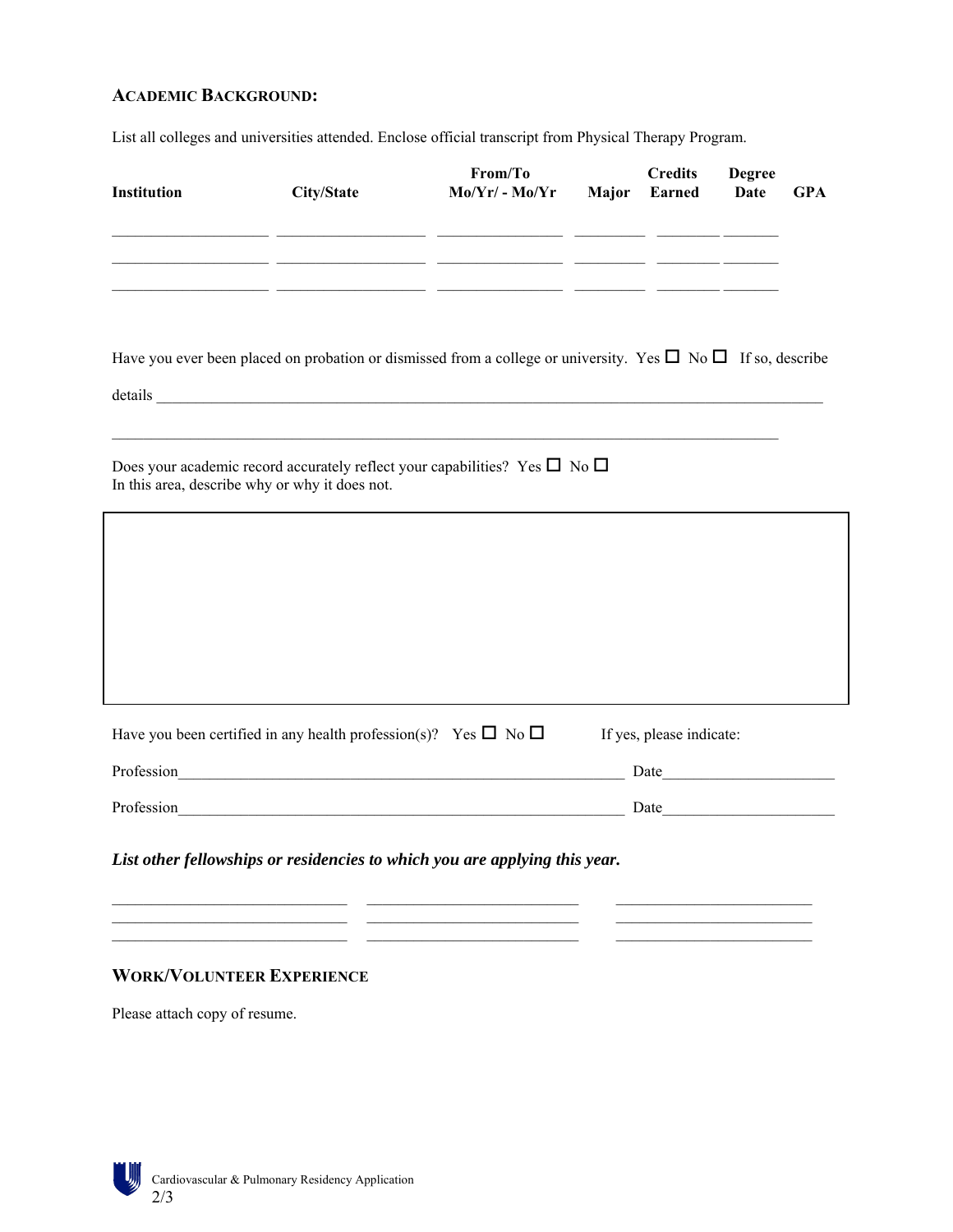## ACADEMIC BACKGROUND:

List all colleges and universities attended. Enclose official transcript from Physical Therapy Program.

| Institution | City/State | From/To Mo/Yr/ - Mo/Yr | Major | Credits Earned | Degree Date | GPA |
|---|---|---|---|---|---|---|
| | | | | | | |
| | | | | | | |
| | | | | | | |

Have you ever been placed on probation or dismissed from a college or university. Yes ☐ No ☐ If so, describe details ______________________________________________________________________

______________________________________________________________________

Does your academic record accurately reflect your capabilities? Yes ☐ No ☐
In this area, describe why or why it does not.

Have you been certified in any health profession(s)? Yes ☐ No ☐ If yes, please indicate:

Profession______________________________________________ Date____________________

Profession______________________________________________ Date____________________

***List other fellowships or residencies to which you are applying this year.***

______________________ ______________________ ______________________
______________________ ______________________ ______________________
______________________ ______________________ ______________________

## WORK/VOLUNTEER EXPERIENCE

Please attach copy of resume.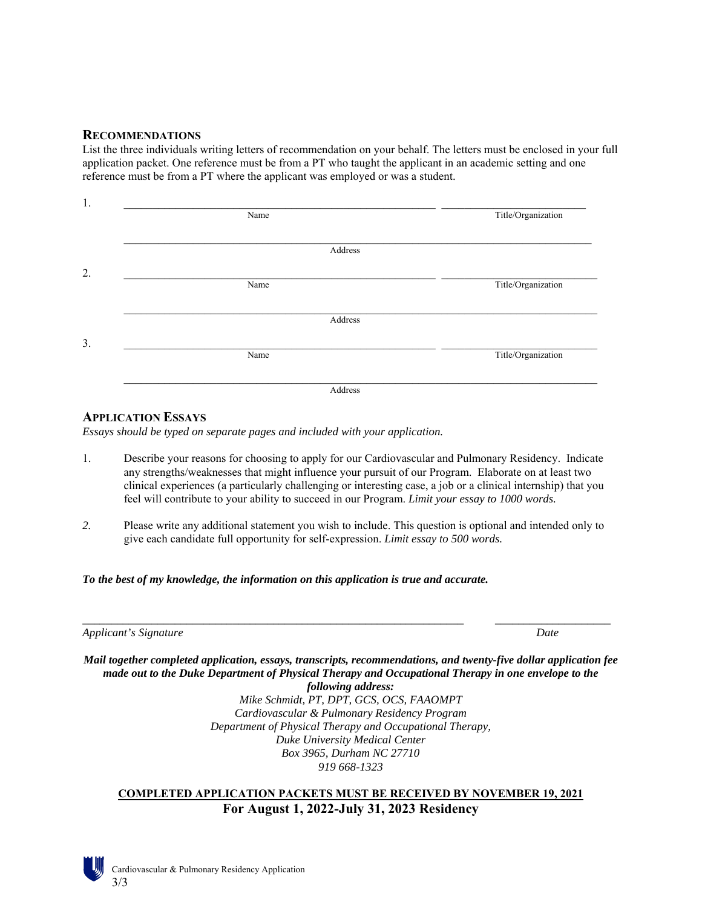## RECOMMENDATIONS

List the three individuals writing letters of recommendation on your behalf. The letters must be enclosed in your full application packet. One reference must be from a PT who taught the applicant in an academic setting and one reference must be from a PT where the applicant was employed or was a student.

1. \_\_\_\_\_\_\_\_\_\_\_\_\_\_\_\_\_\_\_\_\_\_\_\_\_\_\_\_\_\_\_\_\_\_\_\_\_\_\_\_ \_\_\_\_\_\_\_\_\_\_\_\_\_\_\_\_\_\_\_\_\_\_\_\_
   Name Title/Organization

   \_\_\_\_\_\_\_\_\_\_\_\_\_\_\_\_\_\_\_\_\_\_\_\_\_\_\_\_\_\_\_\_\_\_\_\_\_\_\_\_\_\_\_\_\_\_\_\_\_\_\_\_\_\_\_\_\_\_\_\_\_\_
   Address

2. \_\_\_\_\_\_\_\_\_\_\_\_\_\_\_\_\_\_\_\_\_\_\_\_\_\_\_\_\_\_\_\_\_\_\_\_\_\_\_\_ \_\_\_\_\_\_\_\_\_\_\_\_\_\_\_\_\_\_\_\_\_\_\_\_
   Name Title/Organization

   \_\_\_\_\_\_\_\_\_\_\_\_\_\_\_\_\_\_\_\_\_\_\_\_\_\_\_\_\_\_\_\_\_\_\_\_\_\_\_\_\_\_\_\_\_\_\_\_\_\_\_\_\_\_\_\_\_\_\_\_\_\_
   Address

3. \_\_\_\_\_\_\_\_\_\_\_\_\_\_\_\_\_\_\_\_\_\_\_\_\_\_\_\_\_\_\_\_\_\_\_\_\_\_\_\_ \_\_\_\_\_\_\_\_\_\_\_\_\_\_\_\_\_\_\_\_\_\_\_\_
   Name Title/Organization

   \_\_\_\_\_\_\_\_\_\_\_\_\_\_\_\_\_\_\_\_\_\_\_\_\_\_\_\_\_\_\_\_\_\_\_\_\_\_\_\_\_\_\_\_\_\_\_\_\_\_\_\_\_\_\_\_\_\_\_\_\_\_
   Address

## APPLICATION ESSAYS

*Essays should be typed on separate pages and included with your application.*

1. Describe your reasons for choosing to apply for our Cardiovascular and Pulmonary Residency. Indicate any strengths/weaknesses that might influence your pursuit of our Program. Elaborate on at least two clinical experiences (a particularly challenging or interesting case, a job or a clinical internship) that you feel will contribute to your ability to succeed in our Program. *Limit your essay to 1000 words.*

2. Please write any additional statement you wish to include. This question is optional and intended only to give each candidate full opportunity for self-expression. *Limit essay to 500 words.*

***To the best of my knowledge, the information on this application is true and accurate.***

\_\_\_\_\_\_\_\_\_\_\_\_\_\_\_\_\_\_\_\_\_\_\_\_\_\_\_\_\_\_\_\_\_\_\_\_\_\_\_\_\_\_\_\_\_\_\_\_\_\_\_\_ \_\_\_\_\_\_\_\_\_\_\_\_\_\_\_\_\_\_
*Applicant's Signature* *Date*

***Mail together completed application, essays, transcripts, recommendations, and twenty-five dollar application fee made out to the Duke Department of Physical Therapy and Occupational Therapy in one envelope to the following address:***

*Mike Schmidt, PT, DPT, GCS, OCS, FAAOMPT*
*Cardiovascular & Pulmonary Residency Program*
*Department of Physical Therapy and Occupational Therapy,*
*Duke University Medical Center*
*Box 3965, Durham NC 27710*
*919 668-1323*

**COMPLETED APPLICATION PACKETS MUST BE RECEIVED BY NOVEMBER 19, 2021**

**For August 1, 2022-July 31, 2023 Residency**